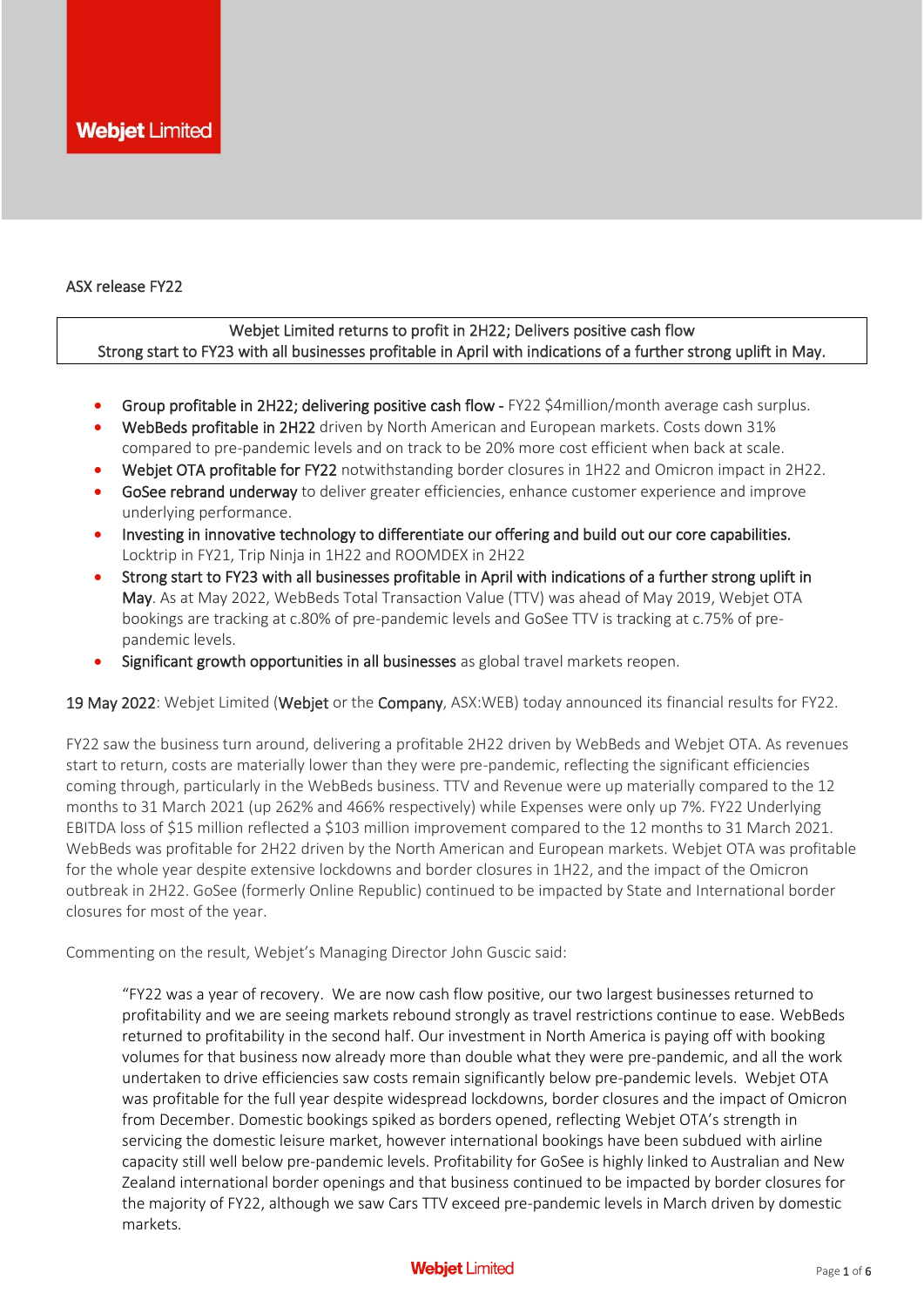ASX release FY22

**Webjet Limited returns to profit in 2H22; Delivers positive cash flow**
**Strong start to FY23 with all businesses profitable in April with indications of a further strong uplift in May.**

- **Group profitable in 2H22; delivering positive cash flow -** FY22 $4million/month average cash surplus.
- **WebBeds profitable in 2H22** driven by North American and European markets. Costs down 31% compared to pre-pandemic levels and on track to be 20% more cost efficient when back at scale.
- **Webjet OTA profitable for FY22** notwithstanding border closures in 1H22 and Omicron impact in 2H22.
- **GoSee rebrand underway** to deliver greater efficiencies, enhance customer experience and improve underlying performance.
- **Investing in innovative technology to differentiate our offering and build out our core capabilities.** Locktrip in FY21, Trip Ninja in 1H22 and ROOMDEX in 2H22
- **Strong start to FY23 with all businesses profitable in April with indications of a further strong uplift in May**. As at May 2022, WebBeds Total Transaction Value (TTV) was ahead of May 2019, Webjet OTA bookings are tracking at c.80% of pre-pandemic levels and GoSee TTV is tracking at c.75% of pre-pandemic levels.
- **Significant growth opportunities in all businesses** as global travel markets reopen.

**19 May 2022**: Webjet Limited (**Webjet** or the **Company**, ASX:WEB) today announced its financial results for FY22.

FY22 saw the business turn around, delivering a profitable 2H22 driven by WebBeds and Webjet OTA. As revenues start to return, costs are materially lower than they were pre-pandemic, reflecting the significant efficiencies coming through, particularly in the WebBeds business. TTV and Revenue were up materially compared to the 12 months to 31 March 2021 (up 262% and 466% respectively) while Expenses were only up 7%. FY22 Underlying EBITDA loss of $15 million reflected a $103 million improvement compared to the 12 months to 31 March 2021. WebBeds was profitable for 2H22 driven by the North American and European markets. Webjet OTA was profitable for the whole year despite extensive lockdowns and border closures in 1H22, and the impact of the Omicron outbreak in 2H22. GoSee (formerly Online Republic) continued to be impacted by State and International border closures for most of the year.

Commenting on the result, Webjet's Managing Director John Guscic said:

> "FY22 was a year of recovery. We are now cash flow positive, our two largest businesses returned to profitability and we are seeing markets rebound strongly as travel restrictions continue to ease. WebBeds returned to profitability in the second half. Our investment in North America is paying off with booking volumes for that business now already more than double what they were pre-pandemic, and all the work undertaken to drive efficiencies saw costs remain significantly below pre-pandemic levels. Webjet OTA was profitable for the full year despite widespread lockdowns, border closures and the impact of Omicron from December. Domestic bookings spiked as borders opened, reflecting Webjet OTA's strength in servicing the domestic leisure market, however international bookings have been subdued with airline capacity still well below pre-pandemic levels. Profitability for GoSee is highly linked to Australian and New Zealand international border openings and that business continued to be impacted by border closures for the majority of FY22, although we saw Cars TTV exceed pre-pandemic levels in March driven by domestic markets.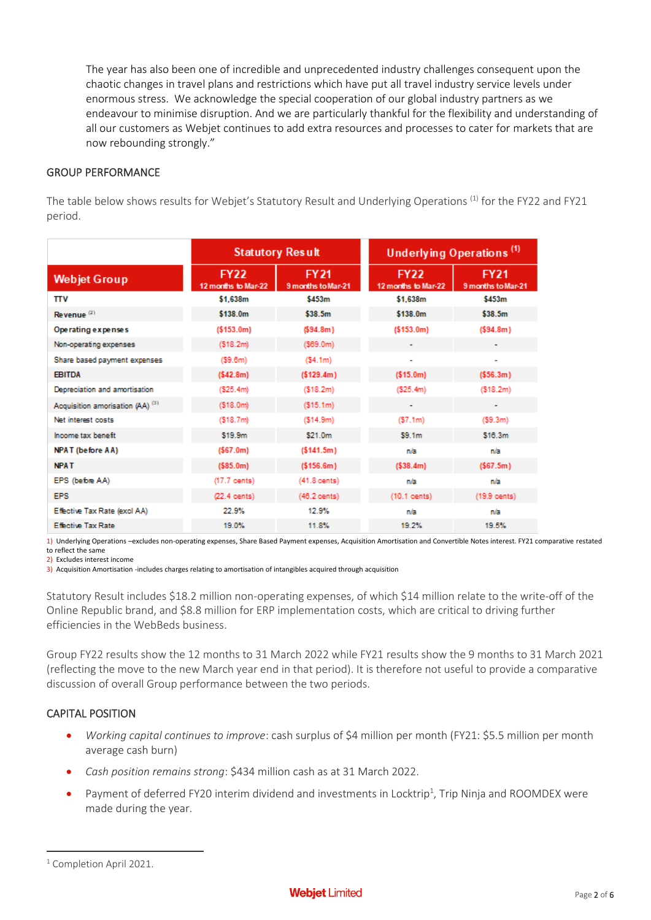The year has also been one of incredible and unprecedented industry challenges consequent upon the chaotic changes in travel plans and restrictions which have put all travel industry service levels under enormous stress. We acknowledge the special cooperation of our global industry partners as we endeavour to minimise disruption. And we are particularly thankful for the flexibility and understanding of all our customers as Webjet continues to add extra resources and processes to cater for markets that are now rebounding strongly."

## GROUP PERFORMANCE

The table below shows results for Webjet's Statutory Result and Underlying Operations [(1)] for the FY22 and FY21 period.

| | Statutory Result | | Underlying Operations [(1)] | |
|---|---|---|---|---|
| **Webjet Group** | **FY22** 12 months to Mar-22 | **FY21** 9 months to Mar-21 | **FY22** 12 months to Mar-22 | **FY21** 9 months to Mar-21 |
| **TTV** | **$1,638m** | **$453m** | **$1,638m** | **$453m** |
| **Revenue** [(2)] | **$138.0m** | **$38.5m** | **$138.0m** | **$38.5m** |
| **Operating expenses** | **($153.0m)** | **($94.8m)** | **($153.0m)** | **($94.8m)** |
| Non-operating expenses | ($18.2m) | ($69.0m) | - | - |
| Share based payment expenses | ($9.6m) | ($4.1m) | - | - |
| **EBITDA** | **($42.8m)** | **($129.4m)** | **($15.0m)** | **($56.3m)** |
| Depreciation and amortisation | ($25.4m) | ($18.2m) | ($25.4m) | ($18.2m) |
| Acquisition amorisation (AA) [(3)] | ($18.0m) | ($15.1m) | - | - |
| Net interest costs | ($18.7m) | ($14.9m) | ($7.1m) | ($9.3m) |
| Income tax benefit | $19.9m | $21.0m | $9.1m | $16.3m |
| **NPAT (before AA)** | **($67.0m)** | **($141.5m)** | n/a | n/a |
| **NPAT** | **($85.0m)** | **($156.6m)** | **($38.4m)** | **($67.5m)** |
| EPS (before AA) | (17.7 cents) | (41.8 cents) | n/a | n/a |
| EPS | (22.4 cents) | (46.2 cents) | (10.1 cents) | (19.9 cents) |
| Effective Tax Rate (excl AA) | 22.9% | 12.9% | n/a | n/a |
| Effective Tax Rate | 19.0% | 11.8% | 19.2% | 19.5% |

1) Underlying Operations –excludes non-operating expenses, Share Based Payment expenses, Acquisition Amortisation and Convertible Notes interest. FY21 comparative restated to reflect the same
2) Excludes interest income
3) Acquisition Amortisation -includes charges relating to amortisation of intangibles acquired through acquisition

Statutory Result includes $18.2 million non-operating expenses, of which $14 million relate to the write-off of the Online Republic brand, and $8.8 million for ERP implementation costs, which are critical to driving further efficiencies in the WebBeds business.

Group FY22 results show the 12 months to 31 March 2022 while FY21 results show the 9 months to 31 March 2021 (reflecting the move to the new March year end in that period). It is therefore not useful to provide a comparative discussion of overall Group performance between the two periods.

## CAPITAL POSITION

- *Working capital continues to improve*: cash surplus of $4 million per month (FY21: $5.5 million per month average cash burn)
- *Cash position remains strong*: $434 million cash as at 31 March 2022.
- Payment of deferred FY20 interim dividend and investments in Locktrip[1], Trip Ninja and ROOMDEX were made during the year.

[1] Completion April 2021.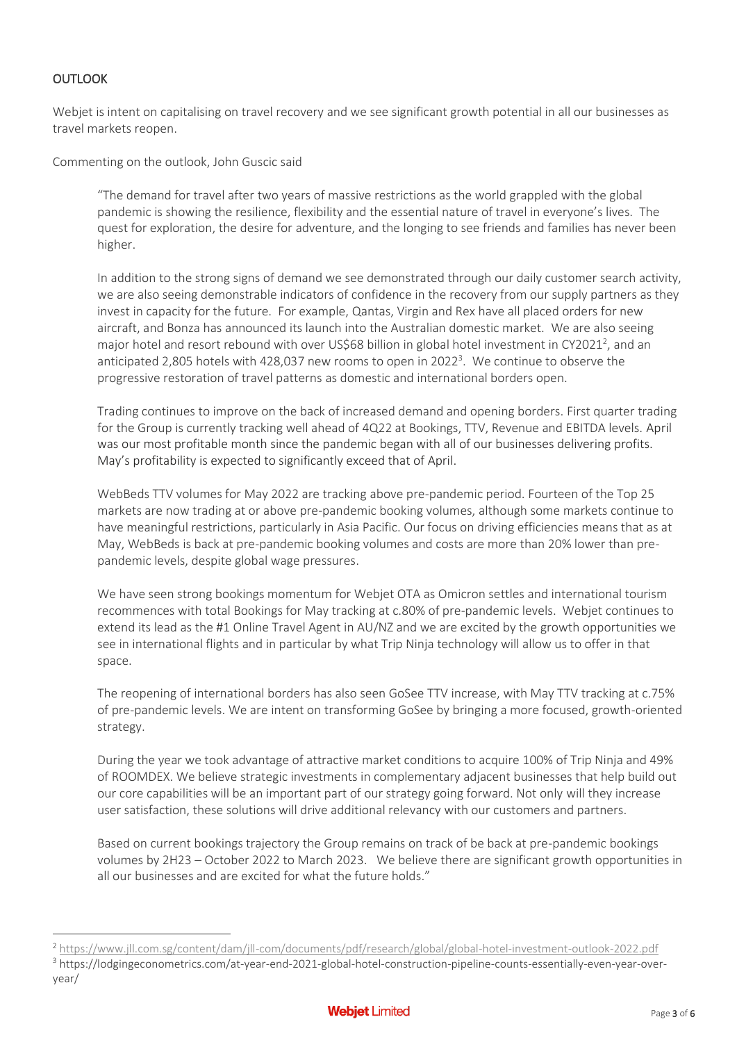## OUTLOOK

Webjet is intent on capitalising on travel recovery and we see significant growth potential in all our businesses as travel markets reopen.

Commenting on the outlook, John Guscic said

> "The demand for travel after two years of massive restrictions as the world grappled with the global pandemic is showing the resilience, flexibility and the essential nature of travel in everyone's lives. The quest for exploration, the desire for adventure, and the longing to see friends and families has never been higher.
>
> In addition to the strong signs of demand we see demonstrated through our daily customer search activity, we are also seeing demonstrable indicators of confidence in the recovery from our supply partners as they invest in capacity for the future. For example, Qantas, Virgin and Rex have all placed orders for new aircraft, and Bonza has announced its launch into the Australian domestic market. We are also seeing major hotel and resort rebound with over US$68 billion in global hotel investment in CY2021[2], and an anticipated 2,805 hotels with 428,037 new rooms to open in 2022[3]. We continue to observe the progressive restoration of travel patterns as domestic and international borders open.
>
> Trading continues to improve on the back of increased demand and opening borders. First quarter trading for the Group is currently tracking well ahead of 4Q22 at Bookings, TTV, Revenue and EBITDA levels. April was our most profitable month since the pandemic began with all of our businesses delivering profits. May's profitability is expected to significantly exceed that of April.
>
> WebBeds TTV volumes for May 2022 are tracking above pre-pandemic period. Fourteen of the Top 25 markets are now trading at or above pre-pandemic booking volumes, although some markets continue to have meaningful restrictions, particularly in Asia Pacific. Our focus on driving efficiencies means that as at May, WebBeds is back at pre-pandemic booking volumes and costs are more than 20% lower than pre-pandemic levels, despite global wage pressures.
>
> We have seen strong bookings momentum for Webjet OTA as Omicron settles and international tourism recommences with total Bookings for May tracking at c.80% of pre-pandemic levels. Webjet continues to extend its lead as the #1 Online Travel Agent in AU/NZ and we are excited by the growth opportunities we see in international flights and in particular by what Trip Ninja technology will allow us to offer in that space.
>
> The reopening of international borders has also seen GoSee TTV increase, with May TTV tracking at c.75% of pre-pandemic levels. We are intent on transforming GoSee by bringing a more focused, growth-oriented strategy.
>
> During the year we took advantage of attractive market conditions to acquire 100% of Trip Ninja and 49% of ROOMDEX. We believe strategic investments in complementary adjacent businesses that help build out our core capabilities will be an important part of our strategy going forward. Not only will they increase user satisfaction, these solutions will drive additional relevancy with our customers and partners.
>
> Based on current bookings trajectory the Group remains on track of be back at pre-pandemic bookings volumes by 2H23 – October 2022 to March 2023. We believe there are significant growth opportunities in all our businesses and are excited for what the future holds."

---

[2] https://www.jll.com.sg/content/dam/jll-com/documents/pdf/research/global/global-hotel-investment-outlook-2022.pdf

[3] https://lodgingeconometrics.com/at-year-end-2021-global-hotel-construction-pipeline-counts-essentially-even-year-over-year/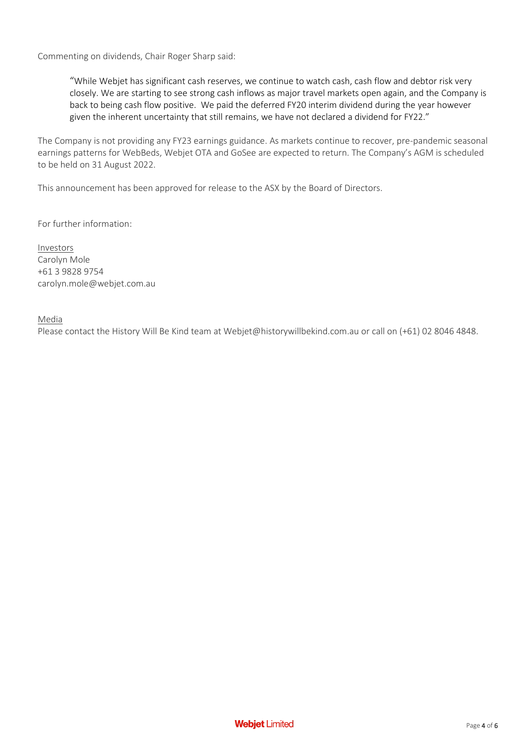Commenting on dividends, Chair Roger Sharp said:

> "While Webjet has significant cash reserves, we continue to watch cash, cash flow and debtor risk very closely. We are starting to see strong cash inflows as major travel markets open again, and the Company is back to being cash flow positive. We paid the deferred FY20 interim dividend during the year however given the inherent uncertainty that still remains, we have not declared a dividend for FY22."

The Company is not providing any FY23 earnings guidance. As markets continue to recover, pre-pandemic seasonal earnings patterns for WebBeds, Webjet OTA and GoSee are expected to return. The Company's AGM is scheduled to be held on 31 August 2022.

This announcement has been approved for release to the ASX by the Board of Directors.

For further information:

Investors
Carolyn Mole
+61 3 9828 9754
carolyn.mole@webjet.com.au

Media
Please contact the History Will Be Kind team at Webjet@historywillbekind.com.au or call on (+61) 02 8046 4848.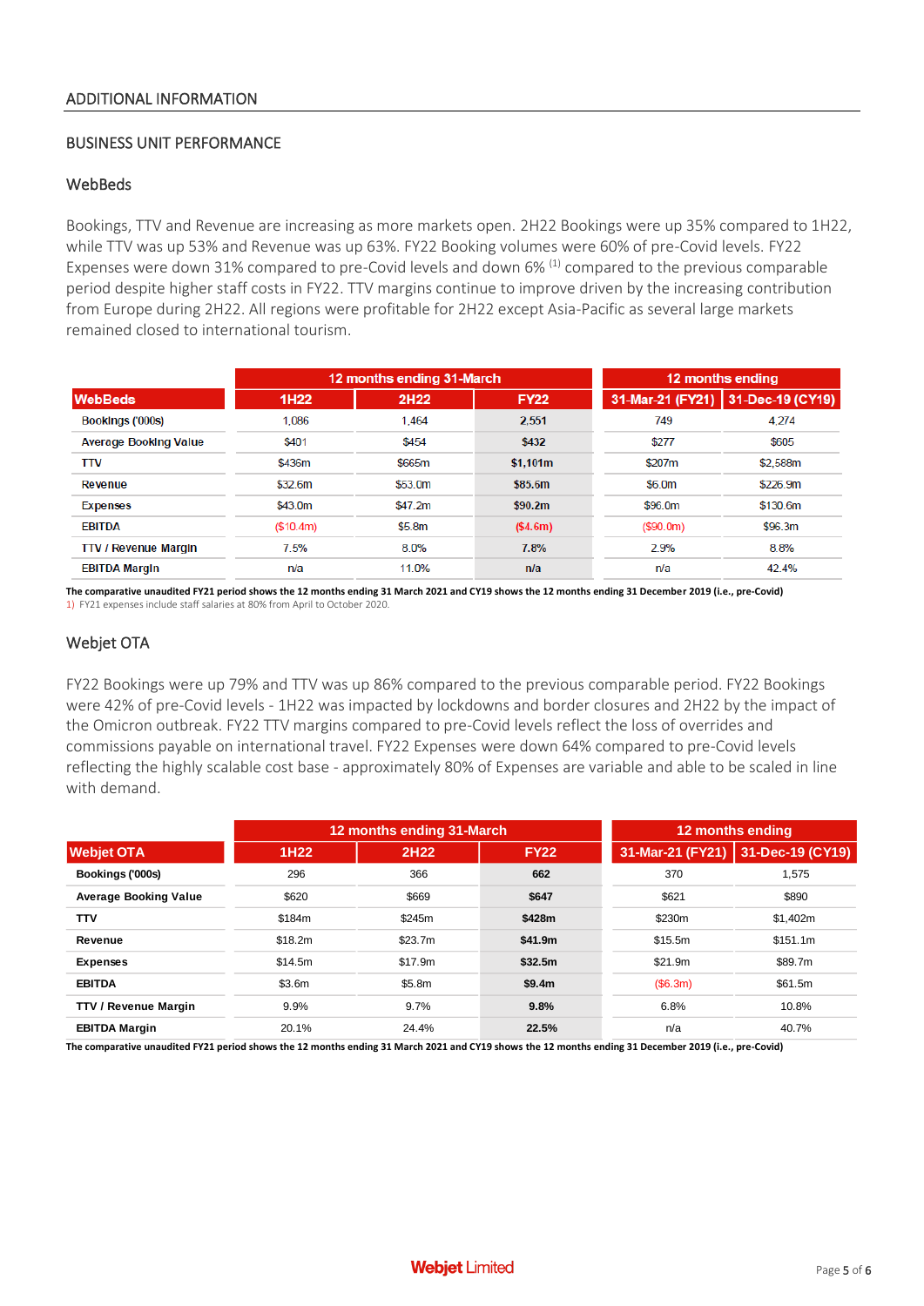## ADDITIONAL INFORMATION

### BUSINESS UNIT PERFORMANCE

### WebBeds

Bookings, TTV and Revenue are increasing as more markets open. 2H22 Bookings were up 35% compared to 1H22, while TTV was up 53% and Revenue was up 63%. FY22 Booking volumes were 60% of pre-Covid levels. FY22 Expenses were down 31% compared to pre-Covid levels and down 6% [(1)] compared to the previous comparable period despite higher staff costs in FY22. TTV margins continue to improve driven by the increasing contribution from Europe during 2H22. All regions were profitable for 2H22 except Asia-Pacific as several large markets remained closed to international tourism.

| | 12 months ending 31-March | | | 12 months ending | |
|---|---|---|---|---|---|
| **WebBeds** | **1H22** | **2H22** | **FY22** | **31-Mar-21 (FY21)** | **31-Dec-19 (CY19)** |
| Bookings ('000s) | 1,086 | 1,464 | **2,551** | 749 | 4,274 |
| Average Booking Value | $401 | $454 | **$432** | $277 | $605 |
| TTV | $436m | $665m | **$1,101m** | $207m | $2,588m |
| Revenue | $32.6m | $53.0m | **$85.6m** | $6.0m | $226.9m |
| Expenses | $43.0m | $47.2m | **$90.2m** | $96.0m | $130.6m |
| EBITDA | ($10.4m) | $5.8m | **($4.6m)** | ($90.0m) | $96.3m |
| TTV / Revenue Margin | 7.5% | 8.0% | **7.8%** | 2.9% | 8.8% |
| EBITDA Margin | n/a | 11.0% | **n/a** | n/a | 42.4% |

**The comparative unaudited FY21 period shows the 12 months ending 31 March 2021 and CY19 shows the 12 months ending 31 December 2019 (i.e., pre-Covid)**

1) FY21 expenses include staff salaries at 80% from April to October 2020.

### Webjet OTA

FY22 Bookings were up 79% and TTV was up 86% compared to the previous comparable period. FY22 Bookings were 42% of pre-Covid levels - 1H22 was impacted by lockdowns and border closures and 2H22 by the impact of the Omicron outbreak. FY22 TTV margins compared to pre-Covid levels reflect the loss of overrides and commissions payable on international travel. FY22 Expenses were down 64% compared to pre-Covid levels reflecting the highly scalable cost base - approximately 80% of Expenses are variable and able to be scaled in line with demand.

| | 12 months ending 31-March | | | 12 months ending | |
|---|---|---|---|---|---|
| **Webjet OTA** | **1H22** | **2H22** | **FY22** | **31-Mar-21 (FY21)** | **31-Dec-19 (CY19)** |
| **Bookings ('000s)** | 296 | 366 | **662** | 370 | 1,575 |
| **Average Booking Value** | $620 | $669 | **$647** | $621 | $890 |
| **TTV** | $184m | $245m | **$428m** | $230m | $1,402m |
| **Revenue** | $18.2m | $23.7m | **$41.9m** | $15.5m | $151.1m |
| **Expenses** | $14.5m | $17.9m | **$32.5m** | $21.9m | $89.7m |
| **EBITDA** | $3.6m | $5.8m | **$9.4m** | ($6.3m) | $61.5m |
| **TTV / Revenue Margin** | 9.9% | 9.7% | **9.8%** | 6.8% | 10.8% |
| **EBITDA Margin** | 20.1% | 24.4% | **22.5%** | n/a | 40.7% |

**The comparative unaudited FY21 period shows the 12 months ending 31 March 2021 and CY19 shows the 12 months ending 31 December 2019 (i.e., pre-Covid)**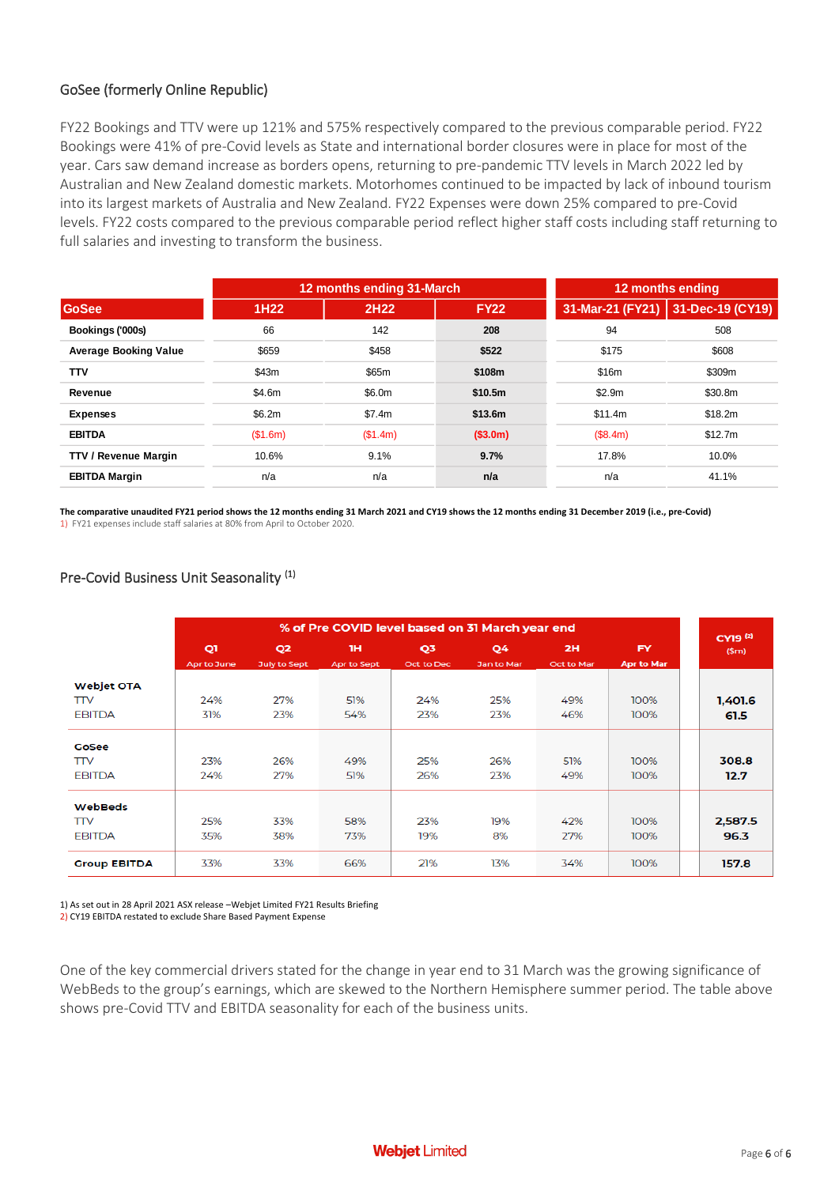## GoSee (formerly Online Republic)

FY22 Bookings and TTV were up 121% and 575% respectively compared to the previous comparable period. FY22 Bookings were 41% of pre-Covid levels as State and international border closures were in place for most of the year. Cars saw demand increase as borders opens, returning to pre-pandemic TTV levels in March 2022 led by Australian and New Zealand domestic markets. Motorhomes continued to be impacted by lack of inbound tourism into its largest markets of Australia and New Zealand. FY22 Expenses were down 25% compared to pre-Covid levels. FY22 costs compared to the previous comparable period reflect higher staff costs including staff returning to full salaries and investing to transform the business.

| | 12 months ending 31-March | | | 12 months ending | |
|---|---|---|---|---|---|
| **GoSee** | **1H22** | **2H22** | **FY22** | **31-Mar-21 (FY21)** | **31-Dec-19 (CY19)** |
| **Bookings ('000s)** | 66 | 142 | **208** | 94 | 508 |
| **Average Booking Value** | $659 | $458 | **$522** | $175 | $608 |
| **TTV** | $43m | $65m | **$108m** | $16m | $309m |
| **Revenue** | $4.6m | $6.0m | **$10.5m** | $2.9m | $30.8m |
| **Expenses** | $6.2m | $7.4m | **$13.6m** | $11.4m | $18.2m |
| **EBITDA** | ($1.6m) | ($1.4m) | **($3.0m)** | ($8.4m) | $12.7m |
| **TTV / Revenue Margin** | 10.6% | 9.1% | **9.7%** | 17.8% | 10.0% |
| **EBITDA Margin** | n/a | n/a | **n/a** | n/a | 41.1% |

**The comparative unaudited FY21 period shows the 12 months ending 31 March 2021 and CY19 shows the 12 months ending 31 December 2019 (i.e., pre-Covid)**
1) FY21 expenses include staff salaries at 80% from April to October 2020.

## Pre-Covid Business Unit Seasonality [1]

| | % of Pre COVID level based on 31 March year end | | | | | | | CY19 [2] ($m) |
|---|---|---|---|---|---|---|---|---|
| | Q1 Apr to June | Q2 July to Sept | 1H Apr to Sept | Q3 Oct to Dec | Q4 Jan to Mar | 2H Oct to Mar | FY Apr to Mar | |
| **Webjet OTA** | | | | | | | | |
| TTV | 24% | 27% | 51% | 24% | 25% | 49% | 100% | **1,401.6** |
| EBITDA | 31% | 23% | 54% | 23% | 23% | 46% | 100% | **61.5** |
| **GoSee** | | | | | | | | |
| TTV | 23% | 26% | 49% | 25% | 26% | 51% | 100% | **308.8** |
| EBITDA | 24% | 27% | 51% | 26% | 23% | 49% | 100% | **12.7** |
| **WebBeds** | | | | | | | | |
| TTV | 25% | 33% | 58% | 23% | 19% | 42% | 100% | **2,587.5** |
| EBITDA | 35% | 38% | 73% | 19% | 8% | 27% | 100% | **96.3** |
| **Group EBITDA** | 33% | 33% | 66% | 21% | 13% | 34% | 100% | **157.8** |

1) As set out in 28 April 2021 ASX release –Webjet Limited FY21 Results Briefing
2) CY19 EBITDA restated to exclude Share Based Payment Expense

One of the key commercial drivers stated for the change in year end to 31 March was the growing significance of WebBeds to the group's earnings, which are skewed to the Northern Hemisphere summer period. The table above shows pre-Covid TTV and EBITDA seasonality for each of the business units.